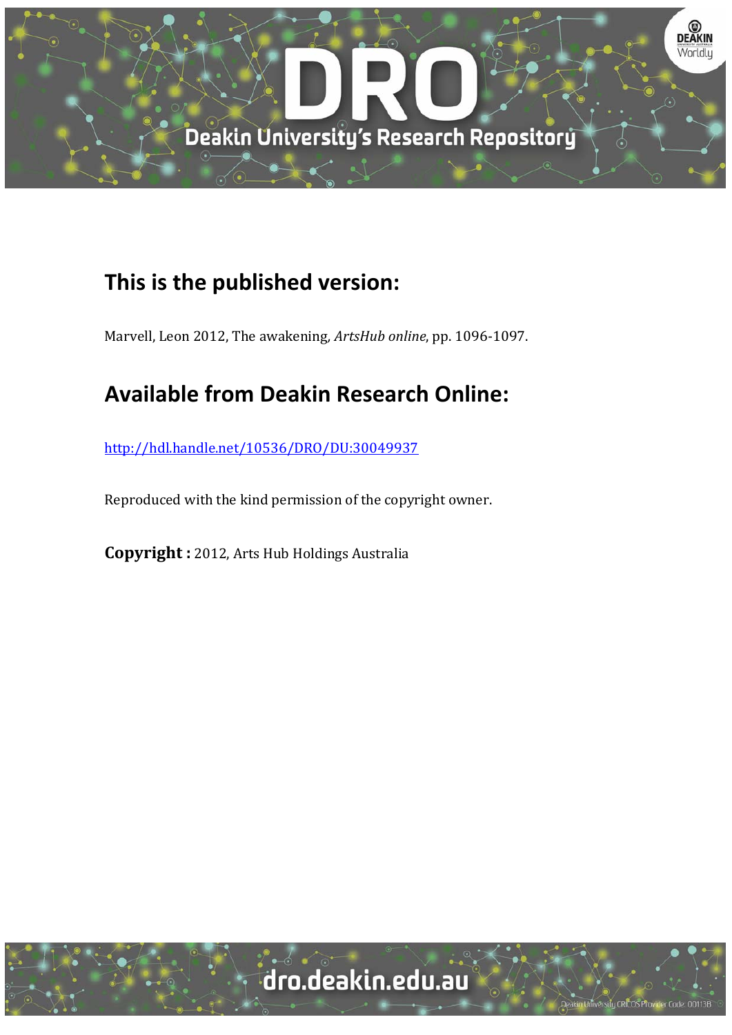## This is the published version:

Marvell, Leon 2012, The awakening, *ArtsHub online*, pp. 1096-1097.

## Available from Deakin Research Online:

http://hdl.handle.net/10536/DRO/DU:30049937

Reproduced with the kind permission of the copyright owner.

**Copyright :** 2012, Arts Hub Holdings Australia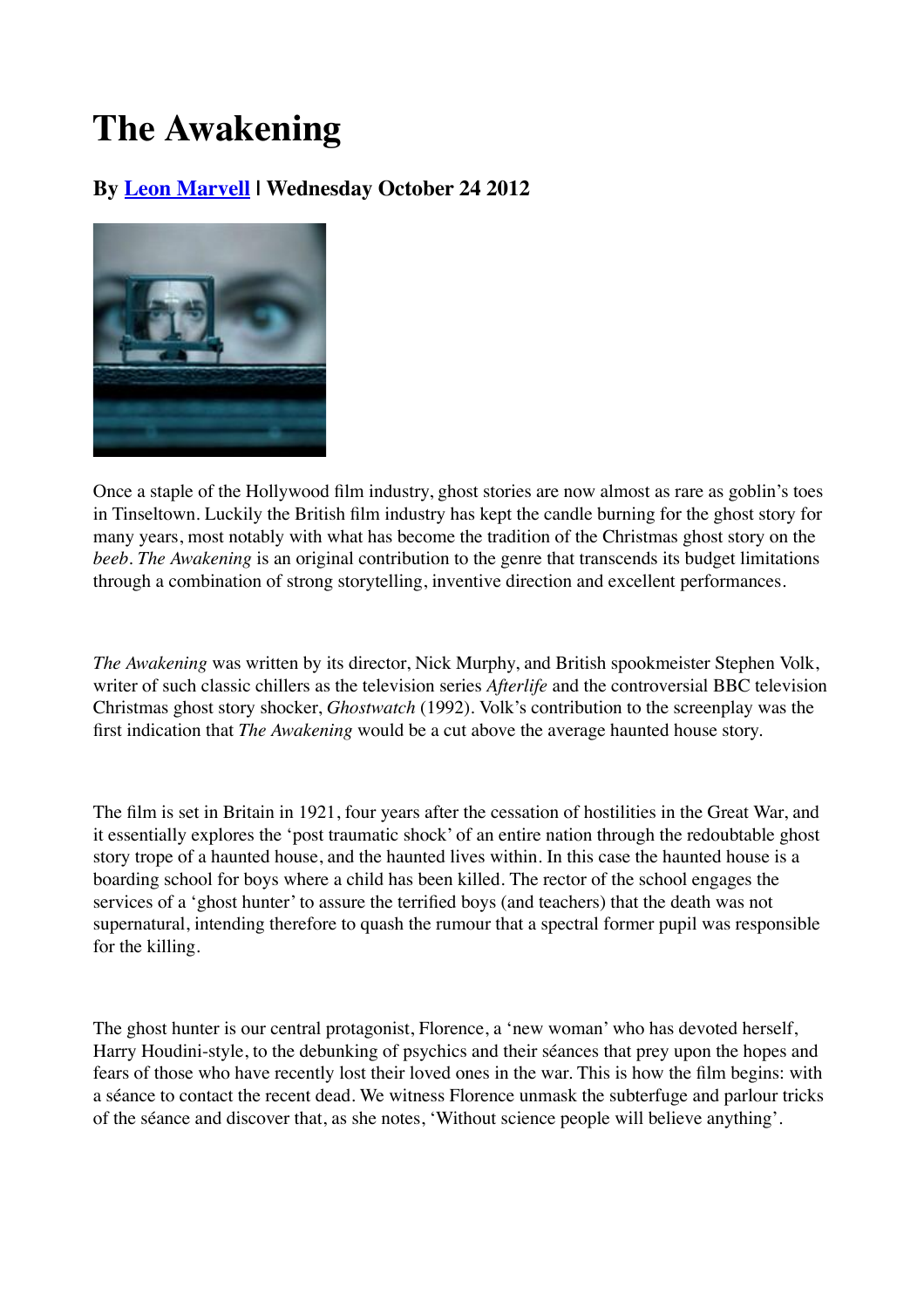# The Awakening

### By [Leon Marvell](#) | Wednesday October 24 2012

Once a staple of the Hollywood film industry, ghost stories are now almost as rare as goblin's toes in Tinseltown. Luckily the British film industry has kept the candle burning for the ghost story for many years, most notably with what has become the tradition of the Christmas ghost story on the *beeb*. *The Awakening* is an original contribution to the genre that transcends its budget limitations through a combination of strong storytelling, inventive direction and excellent performances.

*The Awakening* was written by its director, Nick Murphy, and British spookmeister Stephen Volk, writer of such classic chillers as the television series *Afterlife* and the controversial BBC television Christmas ghost story shocker, *Ghostwatch* (1992). Volk's contribution to the screenplay was the first indication that *The Awakening* would be a cut above the average haunted house story.

The film is set in Britain in 1921, four years after the cessation of hostilities in the Great War, and it essentially explores the 'post traumatic shock' of an entire nation through the redoubtable ghost story trope of a haunted house, and the haunted lives within. In this case the haunted house is a boarding school for boys where a child has been killed. The rector of the school engages the services of a 'ghost hunter' to assure the terrified boys (and teachers) that the death was not supernatural, intending therefore to quash the rumour that a spectral former pupil was responsible for the killing.

The ghost hunter is our central protagonist, Florence, a 'new woman' who has devoted herself, Harry Houdini-style, to the debunking of psychics and their séances that prey upon the hopes and fears of those who have recently lost their loved ones in the war. This is how the film begins: with a séance to contact the recent dead. We witness Florence unmask the subterfuge and parlour tricks of the séance and discover that, as she notes, 'Without science people will believe anything'.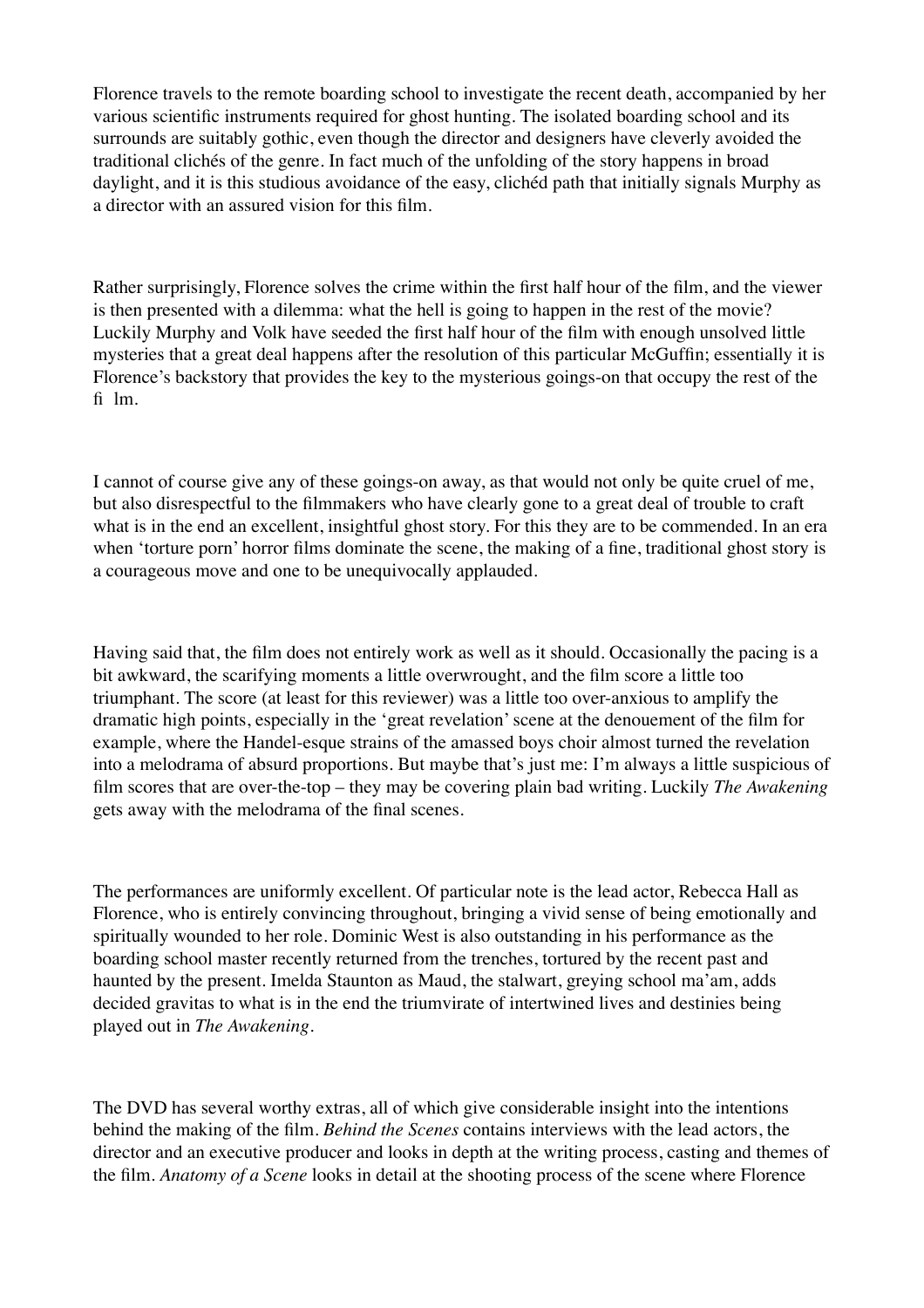Florence travels to the remote boarding school to investigate the recent death, accompanied by her various scientific instruments required for ghost hunting. The isolated boarding school and its surrounds are suitably gothic, even though the director and designers have cleverly avoided the traditional clichés of the genre. In fact much of the unfolding of the story happens in broad daylight, and it is this studious avoidance of the easy, clichéd path that initially signals Murphy as a director with an assured vision for this film.

Rather surprisingly, Florence solves the crime within the first half hour of the film, and the viewer is then presented with a dilemma: what the hell is going to happen in the rest of the movie? Luckily Murphy and Volk have seeded the first half hour of the film with enough unsolved little mysteries that a great deal happens after the resolution of this particular McGuffin; essentially it is Florence's backstory that provides the key to the mysterious goings-on that occupy the rest of the film.

I cannot of course give any of these goings-on away, as that would not only be quite cruel of me, but also disrespectful to the filmmakers who have clearly gone to a great deal of trouble to craft what is in the end an excellent, insightful ghost story. For this they are to be commended. In an era when 'torture porn' horror films dominate the scene, the making of a fine, traditional ghost story is a courageous move and one to be unequivocally applauded.

Having said that, the film does not entirely work as well as it should. Occasionally the pacing is a bit awkward, the scarifying moments a little overwrought, and the film score a little too triumphant. The score (at least for this reviewer) was a little too over-anxious to amplify the dramatic high points, especially in the 'great revelation' scene at the denouement of the film for example, where the Handel-esque strains of the amassed boys choir almost turned the revelation into a melodrama of absurd proportions. But maybe that's just me: I'm always a little suspicious of film scores that are over-the-top – they may be covering plain bad writing. Luckily *The Awakening* gets away with the melodrama of the final scenes.

The performances are uniformly excellent. Of particular note is the lead actor, Rebecca Hall as Florence, who is entirely convincing throughout, bringing a vivid sense of being emotionally and spiritually wounded to her role. Dominic West is also outstanding in his performance as the boarding school master recently returned from the trenches, tortured by the recent past and haunted by the present. Imelda Staunton as Maud, the stalwart, greying school ma'am, adds decided gravitas to what is in the end the triumvirate of intertwined lives and destinies being played out in *The Awakening*.

The DVD has several worthy extras, all of which give considerable insight into the intentions behind the making of the film. *Behind the Scenes* contains interviews with the lead actors, the director and an executive producer and looks in depth at the writing process, casting and themes of the film. *Anatomy of a Scene* looks in detail at the shooting process of the scene where Florence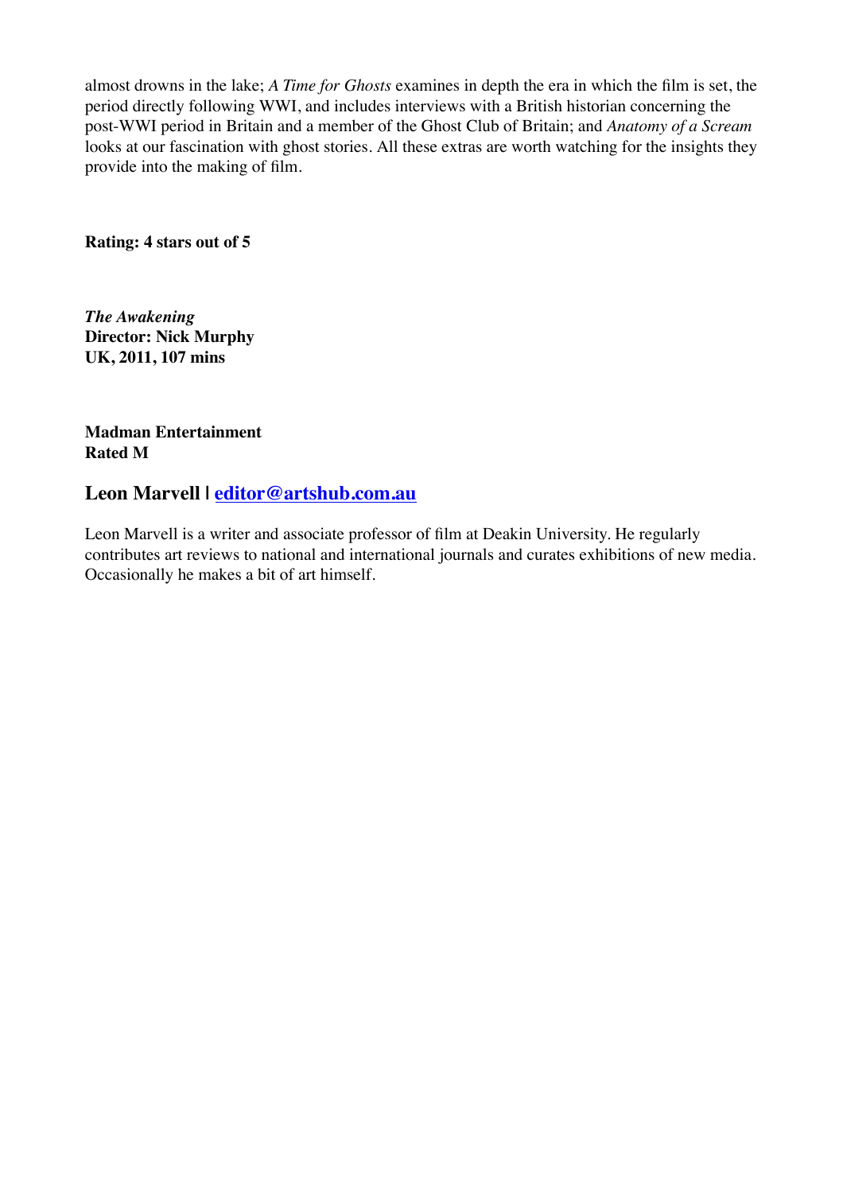almost drowns in the lake; *A Time for Ghosts* examines in depth the era in which the film is set, the period directly following WWI, and includes interviews with a British historian concerning the post-WWI period in Britain and a member of the Ghost Club of Britain; and *Anatomy of a Scream* looks at our fascination with ghost stories. All these extras are worth watching for the insights they provide into the making of film.

**Rating: 4 stars out of 5**

***The Awakening***
**Director: Nick Murphy**
**UK, 2011, 107 mins**

**Madman Entertainment**
**Rated M**

## Leon Marvell | [editor@artshub.com.au](mailto:editor@artshub.com.au)

Leon Marvell is a writer and associate professor of film at Deakin University. He regularly contributes art reviews to national and international journals and curates exhibitions of new media. Occasionally he makes a bit of art himself.